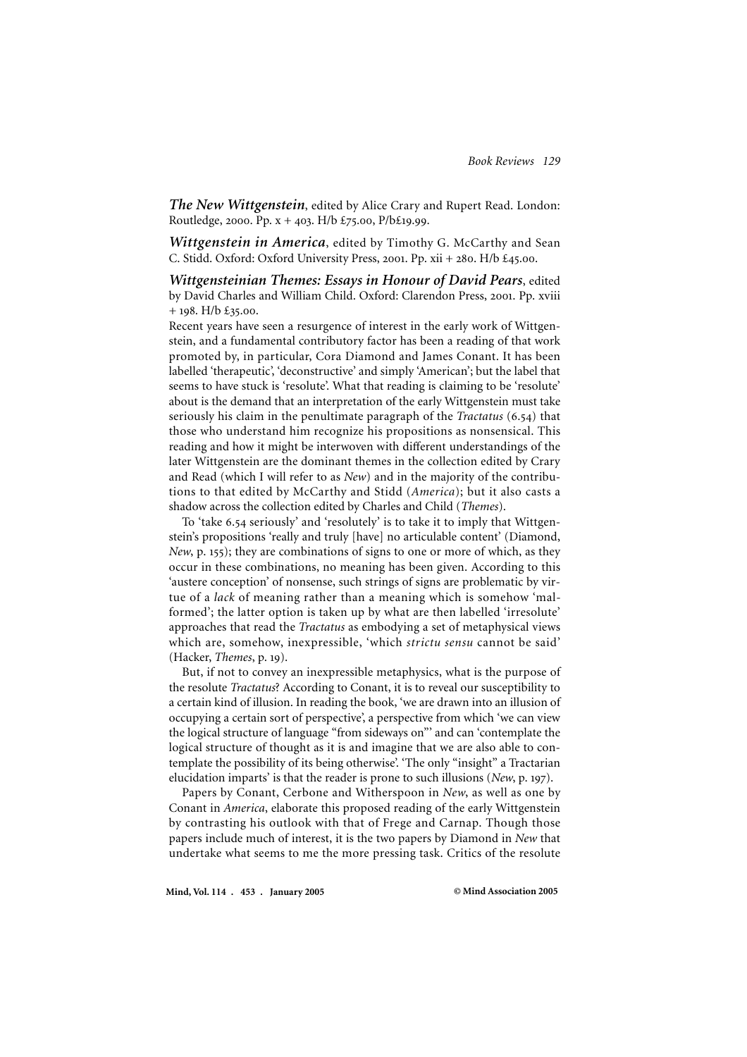***The New Wittgenstein***, edited by Alice Crary and Rupert Read. London: Routledge, 2000. Pp. x + 403. H/b £75.00, P/b£19.99.

***Wittgenstein in America***, edited by Timothy G. McCarthy and Sean C. Stidd. Oxford: Oxford University Press, 2001. Pp. xii + 280. H/b £45.00.

***Wittgensteinian Themes: Essays in Honour of David Pears***, edited by David Charles and William Child. Oxford: Clarendon Press, 2001. Pp. xviii + 198. H/b £35.00.

Recent years have seen a resurgence of interest in the early work of Wittgenstein, and a fundamental contributory factor has been a reading of that work promoted by, in particular, Cora Diamond and James Conant. It has been labelled 'therapeutic', 'deconstructive' and simply 'American'; but the label that seems to have stuck is 'resolute'. What that reading is claiming to be 'resolute' about is the demand that an interpretation of the early Wittgenstein must take seriously his claim in the penultimate paragraph of the *Tractatus* (6.54) that those who understand him recognize his propositions as nonsensical. This reading and how it might be interwoven with different understandings of the later Wittgenstein are the dominant themes in the collection edited by Crary and Read (which I will refer to as *New*) and in the majority of the contributions to that edited by McCarthy and Stidd (*America*); but it also casts a shadow across the collection edited by Charles and Child (*Themes*).

To 'take 6.54 seriously' and 'resolutely' is to take it to imply that Wittgenstein's propositions 'really and truly [have] no articulable content' (Diamond, *New*, p. 155); they are combinations of signs to one or more of which, as they occur in these combinations, no meaning has been given. According to this 'austere conception' of nonsense, such strings of signs are problematic by virtue of a *lack* of meaning rather than a meaning which is somehow 'malformed'; the latter option is taken up by what are then labelled 'irresolute' approaches that read the *Tractatus* as embodying a set of metaphysical views which are, somehow, inexpressible, 'which *strictu sensu* cannot be said' (Hacker, *Themes*, p. 19).

But, if not to convey an inexpressible metaphysics, what is the purpose of the resolute *Tractatus*? According to Conant, it is to reveal our susceptibility to a certain kind of illusion. In reading the book, 'we are drawn into an illusion of occupying a certain sort of perspective', a perspective from which 'we can view the logical structure of language "from sideways on"' and can 'contemplate the logical structure of thought as it is and imagine that we are also able to contemplate the possibility of its being otherwise'. 'The only "insight" a Tractarian elucidation imparts' is that the reader is prone to such illusions (*New*, p. 197).

Papers by Conant, Cerbone and Witherspoon in *New*, as well as one by Conant in *America*, elaborate this proposed reading of the early Wittgenstein by contrasting his outlook with that of Frege and Carnap. Though those papers include much of interest, it is the two papers by Diamond in *New* that undertake what seems to me the more pressing task. Critics of the resolute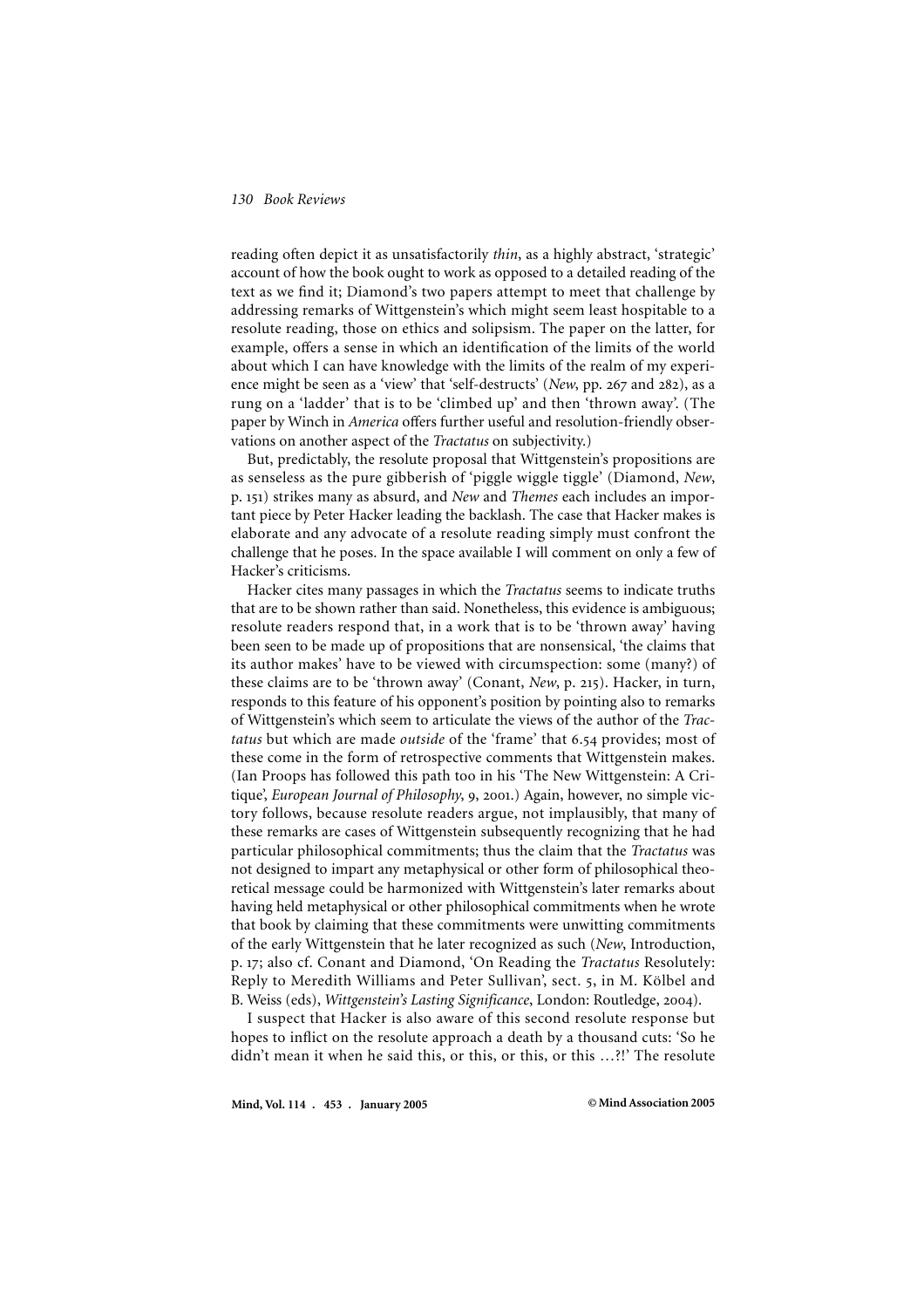reading often depict it as unsatisfactorily *thin*, as a highly abstract, 'strategic' account of how the book ought to work as opposed to a detailed reading of the text as we find it; Diamond's two papers attempt to meet that challenge by addressing remarks of Wittgenstein's which might seem least hospitable to a resolute reading, those on ethics and solipsism. The paper on the latter, for example, offers a sense in which an identification of the limits of the world about which I can have knowledge with the limits of the realm of my experience might be seen as a 'view' that 'self-destructs' (*New*, pp. 267 and 282), as a rung on a 'ladder' that is to be 'climbed up' and then 'thrown away'. (The paper by Winch in *America* offers further useful and resolution-friendly observations on another aspect of the *Tractatus* on subjectivity.)

But, predictably, the resolute proposal that Wittgenstein's propositions are as senseless as the pure gibberish of 'piggle wiggle tiggle' (Diamond, *New*, p. 151) strikes many as absurd, and *New* and *Themes* each includes an important piece by Peter Hacker leading the backlash. The case that Hacker makes is elaborate and any advocate of a resolute reading simply must confront the challenge that he poses. In the space available I will comment on only a few of Hacker's criticisms.

Hacker cites many passages in which the *Tractatus* seems to indicate truths that are to be shown rather than said. Nonetheless, this evidence is ambiguous; resolute readers respond that, in a work that is to be 'thrown away' having been seen to be made up of propositions that are nonsensical, 'the claims that its author makes' have to be viewed with circumspection: some (many?) of these claims are to be 'thrown away' (Conant, *New*, p. 215). Hacker, in turn, responds to this feature of his opponent's position by pointing also to remarks of Wittgenstein's which seem to articulate the views of the author of the *Tractatus* but which are made *outside* of the 'frame' that 6.54 provides; most of these come in the form of retrospective comments that Wittgenstein makes. (Ian Proops has followed this path too in his 'The New Wittgenstein: A Critique', *European Journal of Philosophy*, 9, 2001.) Again, however, no simple victory follows, because resolute readers argue, not implausibly, that many of these remarks are cases of Wittgenstein subsequently recognizing that he had particular philosophical commitments; thus the claim that the *Tractatus* was not designed to impart any metaphysical or other form of philosophical theoretical message could be harmonized with Wittgenstein's later remarks about having held metaphysical or other philosophical commitments when he wrote that book by claiming that these commitments were unwitting commitments of the early Wittgenstein that he later recognized as such (*New*, Introduction, p. 17; also cf. Conant and Diamond, 'On Reading the *Tractatus* Resolutely: Reply to Meredith Williams and Peter Sullivan', sect. 5, in M. Kölbel and B. Weiss (eds), *Wittgenstein's Lasting Significance*, London: Routledge, 2004).

I suspect that Hacker is also aware of this second resolute response but hopes to inflict on the resolute approach a death by a thousand cuts: 'So he didn't mean it when he said this, or this, or this, or this …?!' The resolute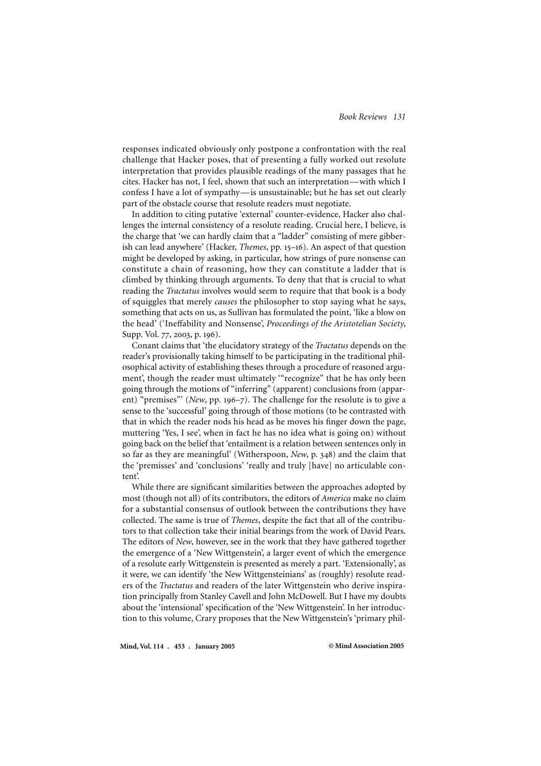responses indicated obviously only postpone a confrontation with the real challenge that Hacker poses, that of presenting a fully worked out resolute interpretation that provides plausible readings of the many passages that he cites. Hacker has not, I feel, shown that such an interpretation—with which I confess I have a lot of sympathy—is unsustainable; but he has set out clearly part of the obstacle course that resolute readers must negotiate.

In addition to citing putative 'external' counter-evidence, Hacker also challenges the internal consistency of a resolute reading. Crucial here, I believe, is the charge that 'we can hardly claim that a "ladder" consisting of mere gibberish can lead anywhere' (Hacker, *Themes*, pp. 15–16). An aspect of that question might be developed by asking, in particular, how strings of pure nonsense can constitute a chain of reasoning, how they can constitute a ladder that is climbed by thinking through arguments. To deny that that is crucial to what reading the *Tractatus* involves would seem to require that that book is a body of squiggles that merely *causes* the philosopher to stop saying what he says, something that acts on us, as Sullivan has formulated the point, 'like a blow on the head' ('Ineffability and Nonsense', *Proceedings of the Aristotelian Society*, Supp. Vol. 77, 2003, p. 196).

Conant claims that 'the elucidatory strategy of the *Tractatus* depends on the reader's provisionally taking himself to be participating in the traditional philosophical activity of establishing theses through a procedure of reasoned argument', though the reader must ultimately '"recognize" that he has only been going through the motions of "inferring" (apparent) conclusions from (apparent) "premises"' (*New*, pp. 196–7). The challenge for the resolute is to give a sense to the 'successful' going through of those motions (to be contrasted with that in which the reader nods his head as he moves his finger down the page, muttering 'Yes, I see', when in fact he has no idea what is going on) without going back on the belief that 'entailment is a relation between sentences only in so far as they are meaningful' (Witherspoon, *New*, p. 348) and the claim that the 'premisses' and 'conclusions' 'really and truly [have] no articulable content'.

While there are significant similarities between the approaches adopted by most (though not all) of its contributors, the editors of *America* make no claim for a substantial consensus of outlook between the contributions they have collected. The same is true of *Themes*, despite the fact that all of the contributors to that collection take their initial bearings from the work of David Pears. The editors of *New*, however, see in the work that they have gathered together the emergence of a 'New Wittgenstein', a larger event of which the emergence of a resolute early Wittgenstein is presented as merely a part. 'Extensionally', as it were, we can identify 'the New Wittgensteinians' as (roughly) resolute readers of the *Tractatus* and readers of the later Wittgenstein who derive inspiration principally from Stanley Cavell and John McDowell. But I have my doubts about the 'intensional' specification of the 'New Wittgenstein'. In her introduction to this volume, Crary proposes that the New Wittgenstein's 'primary phil-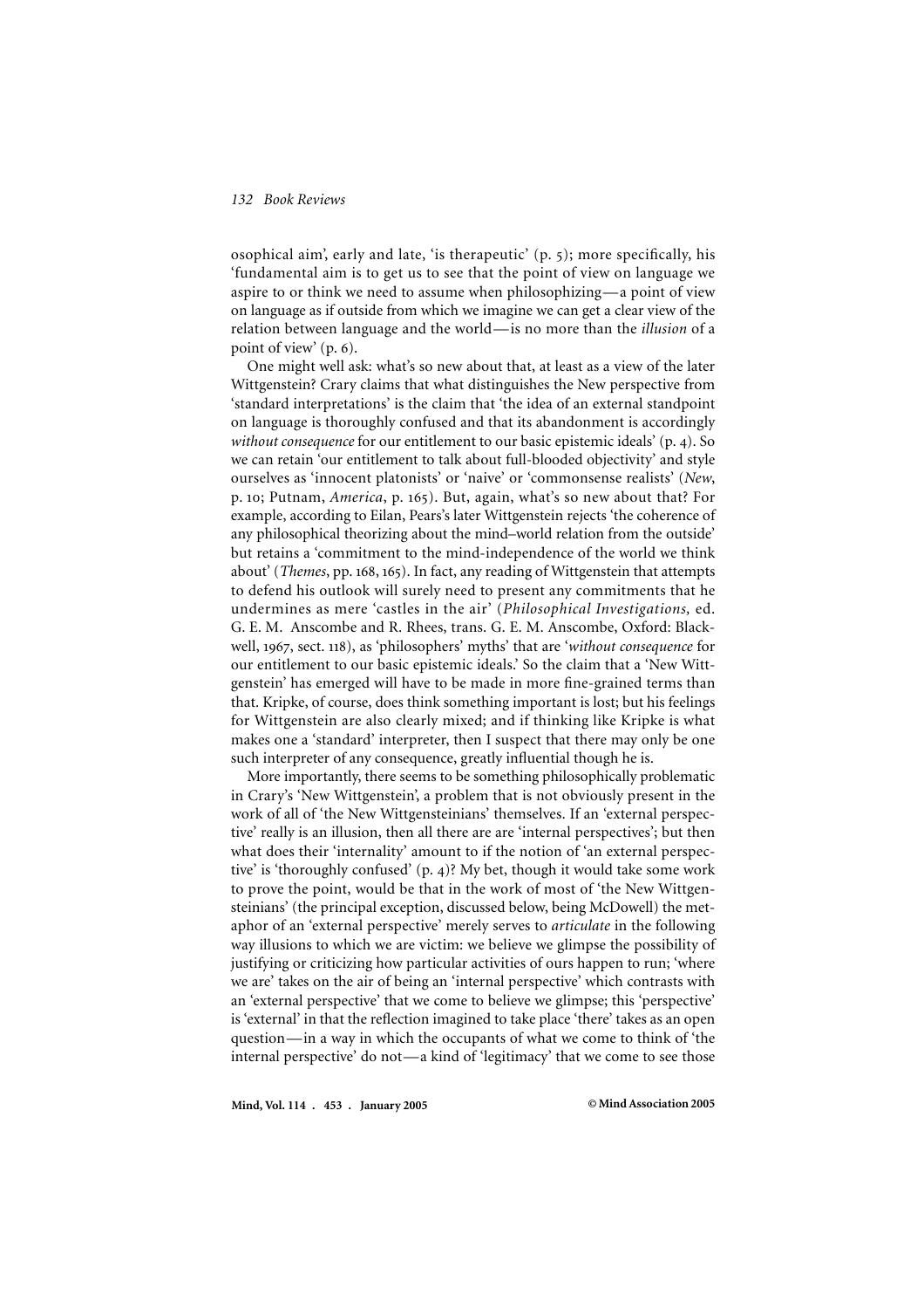osophical aim', early and late, 'is therapeutic' (p. 5); more specifically, his 'fundamental aim is to get us to see that the point of view on language we aspire to or think we need to assume when philosophizing—a point of view on language as if outside from which we imagine we can get a clear view of the relation between language and the world—is no more than the *illusion* of a point of view' (p. 6).

One might well ask: what's so new about that, at least as a view of the later Wittgenstein? Crary claims that what distinguishes the New perspective from 'standard interpretations' is the claim that 'the idea of an external standpoint on language is thoroughly confused and that its abandonment is accordingly *without consequence* for our entitlement to our basic epistemic ideals' (p. 4). So we can retain 'our entitlement to talk about full-blooded objectivity' and style ourselves as 'innocent platonists' or 'naive' or 'commonsense realists' (*New*, p. 10; Putnam, *America*, p. 165). But, again, what's so new about that? For example, according to Eilan, Pears's later Wittgenstein rejects 'the coherence of any philosophical theorizing about the mind–world relation from the outside' but retains a 'commitment to the mind-independence of the world we think about' (*Themes*, pp. 168, 165). In fact, any reading of Wittgenstein that attempts to defend his outlook will surely need to present any commitments that he undermines as mere 'castles in the air' (*Philosophical Investigations*, ed. G. E. M. Anscombe and R. Rhees, trans. G. E. M. Anscombe, Oxford: Blackwell, 1967, sect. 118), as 'philosophers' myths' that are '*without consequence* for our entitlement to our basic epistemic ideals.' So the claim that a 'New Wittgenstein' has emerged will have to be made in more fine-grained terms than that. Kripke, of course, does think something important is lost; but his feelings for Wittgenstein are also clearly mixed; and if thinking like Kripke is what makes one a 'standard' interpreter, then I suspect that there may only be one such interpreter of any consequence, greatly influential though he is.

More importantly, there seems to be something philosophically problematic in Crary's 'New Wittgenstein', a problem that is not obviously present in the work of all of 'the New Wittgensteinians' themselves. If an 'external perspective' really is an illusion, then all there are are 'internal perspectives'; but then what does their 'internality' amount to if the notion of 'an external perspective' is 'thoroughly confused' (p. 4)? My bet, though it would take some work to prove the point, would be that in the work of most of 'the New Wittgensteinians' (the principal exception, discussed below, being McDowell) the metaphor of an 'external perspective' merely serves to *articulate* in the following way illusions to which we are victim: we believe we glimpse the possibility of justifying or criticizing how particular activities of ours happen to run; 'where we are' takes on the air of being an 'internal perspective' which contrasts with an 'external perspective' that we come to believe we glimpse; this 'perspective' is 'external' in that the reflection imagined to take place 'there' takes as an open question—in a way in which the occupants of what we come to think of 'the internal perspective' do not—a kind of 'legitimacy' that we come to see those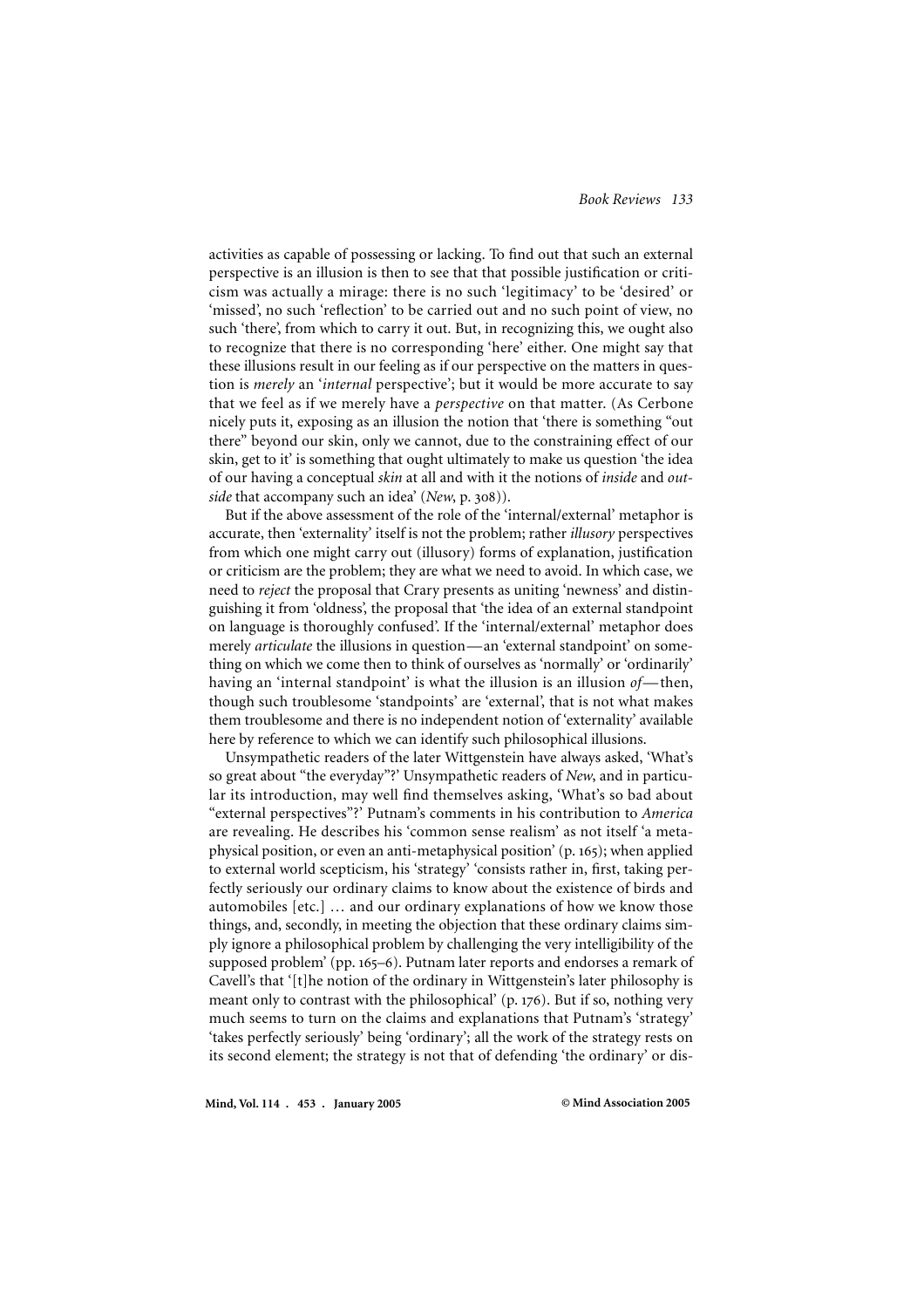activities as capable of possessing or lacking. To find out that such an external perspective is an illusion is then to see that that possible justification or criticism was actually a mirage: there is no such 'legitimacy' to be 'desired' or 'missed', no such 'reflection' to be carried out and no such point of view, no such 'there', from which to carry it out. But, in recognizing this, we ought also to recognize that there is no corresponding 'here' either. One might say that these illusions result in our feeling as if our perspective on the matters in question is *merely* an '*internal* perspective'; but it would be more accurate to say that we feel as if we merely have a *perspective* on that matter. (As Cerbone nicely puts it, exposing as an illusion the notion that 'there is something "out there" beyond our skin, only we cannot, due to the constraining effect of our skin, get to it' is something that ought ultimately to make us question 'the idea of our having a conceptual *skin* at all and with it the notions of *inside* and *outside* that accompany such an idea' (*New*, p. 308)).

But if the above assessment of the role of the 'internal/external' metaphor is accurate, then 'externality' itself is not the problem; rather *illusory* perspectives from which one might carry out (illusory) forms of explanation, justification or criticism are the problem; they are what we need to avoid. In which case, we need to *reject* the proposal that Crary presents as uniting 'newness' and distinguishing it from 'oldness', the proposal that 'the idea of an external standpoint on language is thoroughly confused'. If the 'internal/external' metaphor does merely *articulate* the illusions in question—an 'external standpoint' on something on which we come then to think of ourselves as 'normally' or 'ordinarily' having an 'internal standpoint' is what the illusion is an illusion *of*—then, though such troublesome 'standpoints' are 'external', that is not what makes them troublesome and there is no independent notion of 'externality' available here by reference to which we can identify such philosophical illusions.

Unsympathetic readers of the later Wittgenstein have always asked, 'What's so great about "the everyday"?' Unsympathetic readers of *New*, and in particular its introduction, may well find themselves asking, 'What's so bad about "external perspectives"?' Putnam's comments in his contribution to *America* are revealing. He describes his 'common sense realism' as not itself 'a metaphysical position, or even an anti-metaphysical position' (p. 165); when applied to external world scepticism, his 'strategy' 'consists rather in, first, taking perfectly seriously our ordinary claims to know about the existence of birds and automobiles [etc.] … and our ordinary explanations of how we know those things, and, secondly, in meeting the objection that these ordinary claims simply ignore a philosophical problem by challenging the very intelligibility of the supposed problem' (pp. 165–6). Putnam later reports and endorses a remark of Cavell's that '[t]he notion of the ordinary in Wittgenstein's later philosophy is meant only to contrast with the philosophical' (p. 176). But if so, nothing very much seems to turn on the claims and explanations that Putnam's 'strategy' 'takes perfectly seriously' being 'ordinary'; all the work of the strategy rests on its second element; the strategy is not that of defending 'the ordinary' or dis-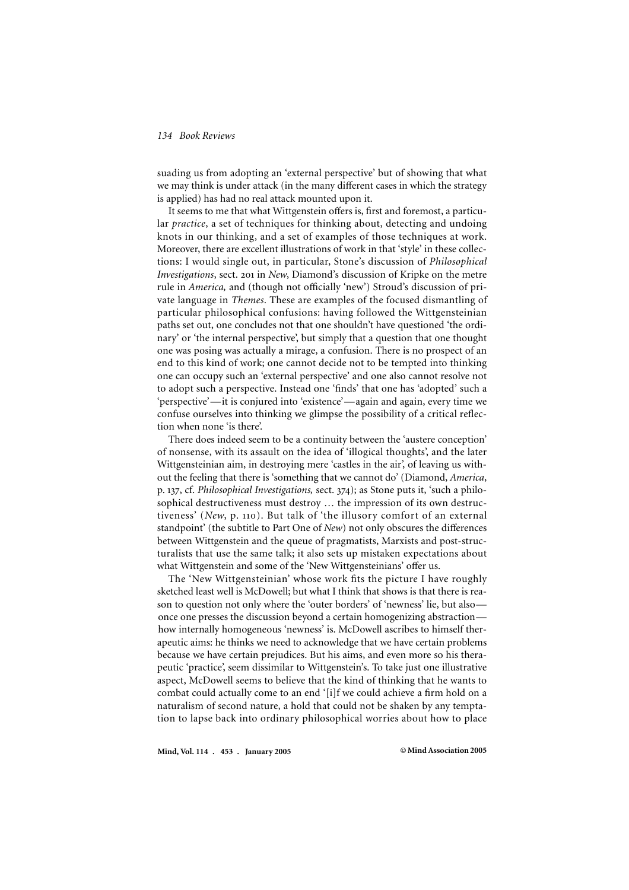suading us from adopting an 'external perspective' but of showing that what we may think is under attack (in the many different cases in which the strategy is applied) has had no real attack mounted upon it.

It seems to me that what Wittgenstein offers is, first and foremost, a particular *practice*, a set of techniques for thinking about, detecting and undoing knots in our thinking, and a set of examples of those techniques at work. Moreover, there are excellent illustrations of work in that 'style' in these collections: I would single out, in particular, Stone's discussion of *Philosophical Investigations*, sect. 201 in *New*, Diamond's discussion of Kripke on the metre rule in *America,* and (though not officially 'new') Stroud's discussion of private language in *Themes*. These are examples of the focused dismantling of particular philosophical confusions: having followed the Wittgensteinian paths set out, one concludes not that one shouldn't have questioned 'the ordinary' or 'the internal perspective', but simply that a question that one thought one was posing was actually a mirage, a confusion. There is no prospect of an end to this kind of work; one cannot decide not to be tempted into thinking one can occupy such an 'external perspective' and one also cannot resolve not to adopt such a perspective. Instead one 'finds' that one has 'adopted' such a 'perspective'—it is conjured into 'existence'—again and again, every time we confuse ourselves into thinking we glimpse the possibility of a critical reflection when none 'is there'.

There does indeed seem to be a continuity between the 'austere conception' of nonsense, with its assault on the idea of 'illogical thoughts', and the later Wittgensteinian aim, in destroying mere 'castles in the air', of leaving us without the feeling that there is 'something that we cannot do' (Diamond, *America*, p. 137, cf. *Philosophical Investigations,* sect. 374); as Stone puts it, 'such a philosophical destructiveness must destroy … the impression of its own destructiveness' (*New*, p. 110). But talk of 'the illusory comfort of an external standpoint' (the subtitle to Part One of *New*) not only obscures the differences between Wittgenstein and the queue of pragmatists, Marxists and post-structuralists that use the same talk; it also sets up mistaken expectations about what Wittgenstein and some of the 'New Wittgensteinians' offer us.

The 'New Wittgensteinian' whose work fits the picture I have roughly sketched least well is McDowell; but what I think that shows is that there is reason to question not only where the 'outer borders' of 'newness' lie, but also—once one presses the discussion beyond a certain homogenizing abstraction—how internally homogeneous 'newness' is. McDowell ascribes to himself therapeutic aims: he thinks we need to acknowledge that we have certain problems because we have certain prejudices. But his aims, and even more so his therapeutic 'practice', seem dissimilar to Wittgenstein's. To take just one illustrative aspect, McDowell seems to believe that the kind of thinking that he wants to combat could actually come to an end '[i]f we could achieve a firm hold on a naturalism of second nature, a hold that could not be shaken by any temptation to lapse back into ordinary philosophical worries about how to place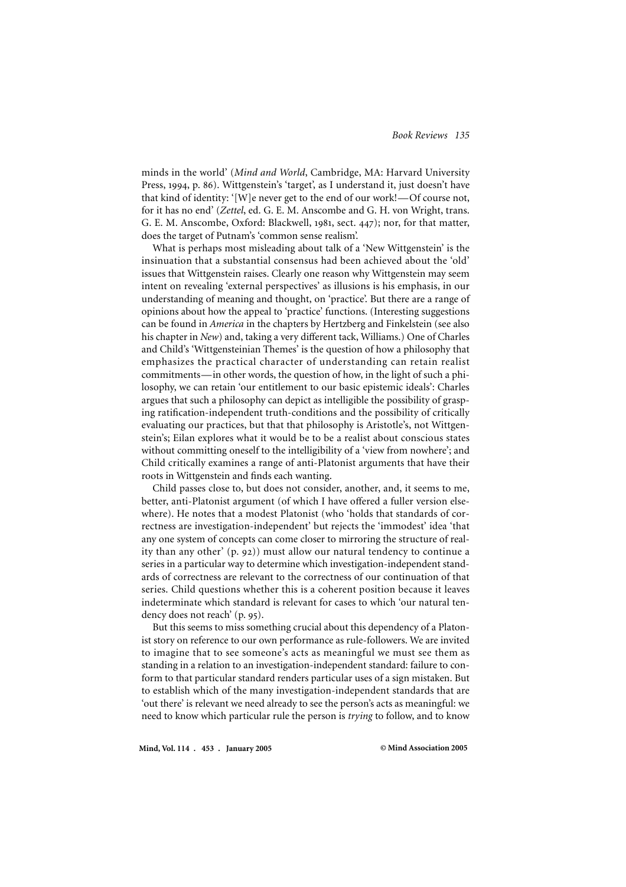minds in the world' (*Mind and World*, Cambridge, MA: Harvard University Press, 1994, p. 86). Wittgenstein's 'target', as I understand it, just doesn't have that kind of identity: '[W]e never get to the end of our work!—Of course not, for it has no end' (*Zettel*, ed. G. E. M. Anscombe and G. H. von Wright, trans. G. E. M. Anscombe, Oxford: Blackwell, 1981, sect. 447); nor, for that matter, does the target of Putnam's 'common sense realism'.

What is perhaps most misleading about talk of a 'New Wittgenstein' is the insinuation that a substantial consensus had been achieved about the 'old' issues that Wittgenstein raises. Clearly one reason why Wittgenstein may seem intent on revealing 'external perspectives' as illusions is his emphasis, in our understanding of meaning and thought, on 'practice'. But there are a range of opinions about how the appeal to 'practice' functions. (Interesting suggestions can be found in *America* in the chapters by Hertzberg and Finkelstein (see also his chapter in *New*) and, taking a very different tack, Williams.) One of Charles and Child's 'Wittgensteinian Themes' is the question of how a philosophy that emphasizes the practical character of understanding can retain realist commitments—in other words, the question of how, in the light of such a philosophy, we can retain 'our entitlement to our basic epistemic ideals': Charles argues that such a philosophy can depict as intelligible the possibility of grasping ratification-independent truth-conditions and the possibility of critically evaluating our practices, but that that philosophy is Aristotle's, not Wittgenstein's; Eilan explores what it would be to be a realist about conscious states without committing oneself to the intelligibility of a 'view from nowhere'; and Child critically examines a range of anti-Platonist arguments that have their roots in Wittgenstein and finds each wanting.

Child passes close to, but does not consider, another, and, it seems to me, better, anti-Platonist argument (of which I have offered a fuller version elsewhere). He notes that a modest Platonist (who 'holds that standards of correctness are investigation-independent' but rejects the 'immodest' idea 'that any one system of concepts can come closer to mirroring the structure of reality than any other' (p. 92)) must allow our natural tendency to continue a series in a particular way to determine which investigation-independent standards of correctness are relevant to the correctness of our continuation of that series. Child questions whether this is a coherent position because it leaves indeterminate which standard is relevant for cases to which 'our natural tendency does not reach' (p. 95).

But this seems to miss something crucial about this dependency of a Platonist story on reference to our own performance as rule-followers. We are invited to imagine that to see someone's acts as meaningful we must see them as standing in a relation to an investigation-independent standard: failure to conform to that particular standard renders particular uses of a sign mistaken. But to establish which of the many investigation-independent standards that are 'out there' is relevant we need already to see the person's acts as meaningful: we need to know which particular rule the person is *trying* to follow, and to know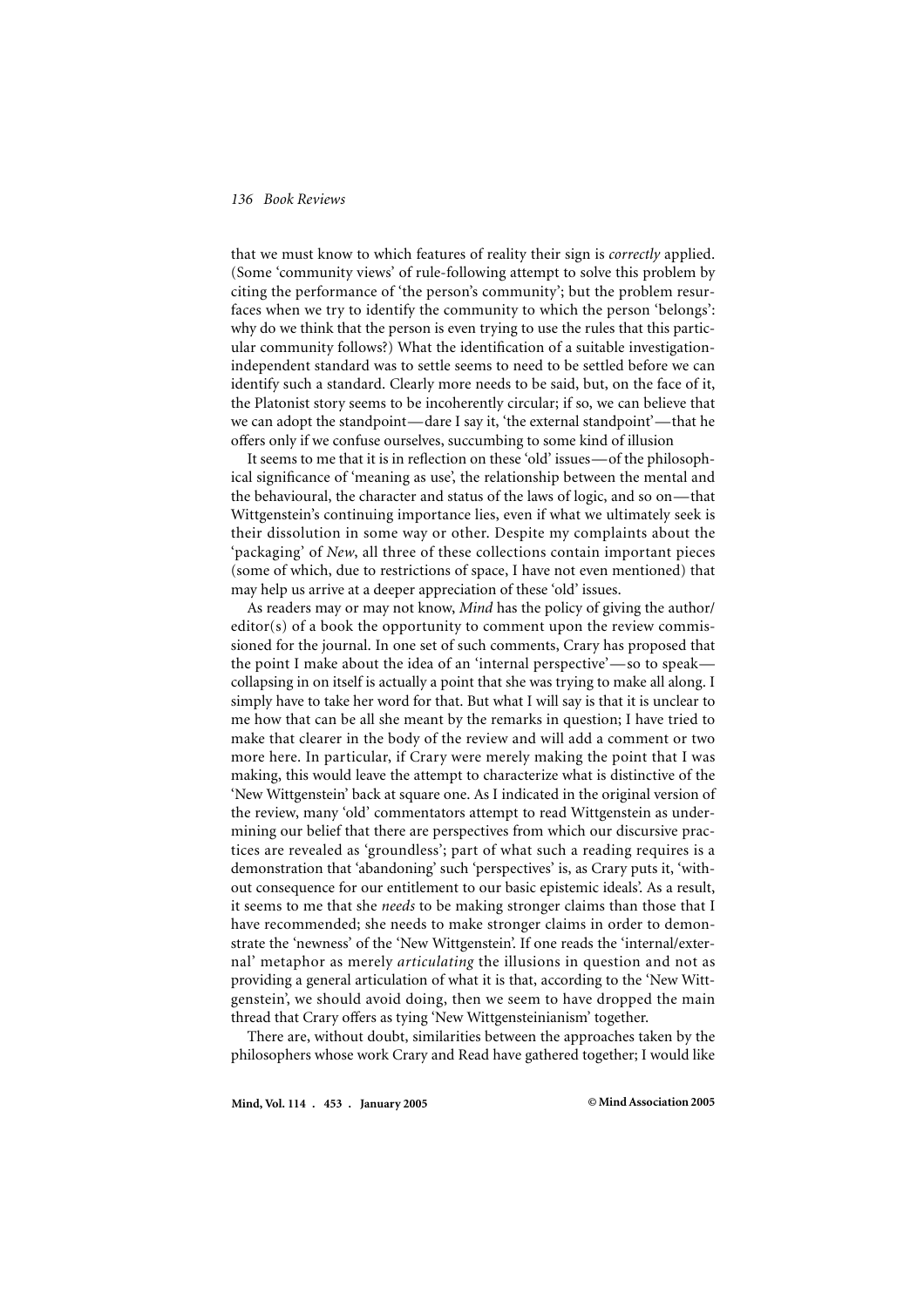that we must know to which features of reality their sign is *correctly* applied. (Some 'community views' of rule-following attempt to solve this problem by citing the performance of 'the person's community'; but the problem resurfaces when we try to identify the community to which the person 'belongs': why do we think that the person is even trying to use the rules that this particular community follows?) What the identification of a suitable investigation-independent standard was to settle seems to need to be settled before we can identify such a standard. Clearly more needs to be said, but, on the face of it, the Platonist story seems to be incoherently circular; if so, we can believe that we can adopt the standpoint—dare I say it, 'the external standpoint'—that he offers only if we confuse ourselves, succumbing to some kind of illusion

It seems to me that it is in reflection on these 'old' issues—of the philosophical significance of 'meaning as use', the relationship between the mental and the behavioural, the character and status of the laws of logic, and so on—that Wittgenstein's continuing importance lies, even if what we ultimately seek is their dissolution in some way or other. Despite my complaints about the 'packaging' of *New*, all three of these collections contain important pieces (some of which, due to restrictions of space, I have not even mentioned) that may help us arrive at a deeper appreciation of these 'old' issues.

As readers may or may not know, *Mind* has the policy of giving the author/editor(s) of a book the opportunity to comment upon the review commissioned for the journal. In one set of such comments, Crary has proposed that the point I make about the idea of an 'internal perspective'—so to speak—collapsing in on itself is actually a point that she was trying to make all along. I simply have to take her word for that. But what I will say is that it is unclear to me how that can be all she meant by the remarks in question; I have tried to make that clearer in the body of the review and will add a comment or two more here. In particular, if Crary were merely making the point that I was making, this would leave the attempt to characterize what is distinctive of the 'New Wittgenstein' back at square one. As I indicated in the original version of the review, many 'old' commentators attempt to read Wittgenstein as undermining our belief that there are perspectives from which our discursive practices are revealed as 'groundless'; part of what such a reading requires is a demonstration that 'abandoning' such 'perspectives' is, as Crary puts it, 'without consequence for our entitlement to our basic epistemic ideals'. As a result, it seems to me that she *needs* to be making stronger claims than those that I have recommended; she needs to make stronger claims in order to demonstrate the 'newness' of the 'New Wittgenstein'. If one reads the 'internal/external' metaphor as merely *articulating* the illusions in question and not as providing a general articulation of what it is that, according to the 'New Wittgenstein', we should avoid doing, then we seem to have dropped the main thread that Crary offers as tying 'New Wittgensteinianism' together.

There are, without doubt, similarities between the approaches taken by the philosophers whose work Crary and Read have gathered together; I would like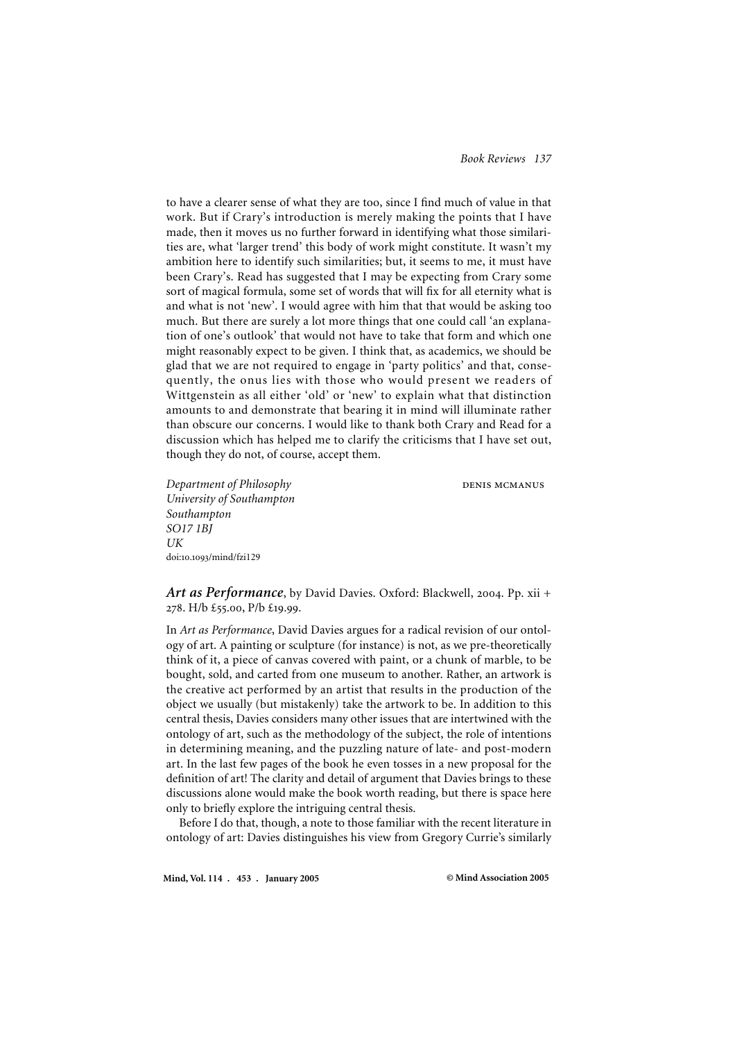to have a clearer sense of what they are too, since I find much of value in that work. But if Crary's introduction is merely making the points that I have made, then it moves us no further forward in identifying what those similarities are, what 'larger trend' this body of work might constitute. It wasn't my ambition here to identify such similarities; but, it seems to me, it must have been Crary's. Read has suggested that I may be expecting from Crary some sort of magical formula, some set of words that will fix for all eternity what is and what is not 'new'. I would agree with him that that would be asking too much. But there are surely a lot more things that one could call 'an explanation of one's outlook' that would not have to take that form and which one might reasonably expect to be given. I think that, as academics, we should be glad that we are not required to engage in 'party politics' and that, consequently, the onus lies with those who would present we readers of Wittgenstein as all either 'old' or 'new' to explain what that distinction amounts to and demonstrate that bearing it in mind will illuminate rather than obscure our concerns. I would like to thank both Crary and Read for a discussion which has helped me to clarify the criticisms that I have set out, though they do not, of course, accept them.

*Department of Philosophy* DENIS MCMANUS
*University of Southampton*
*Southampton*
*SO17 1BJ*
*UK*
doi:10.1093/mind/fzi129

***Art as Performance***, by David Davies. Oxford: Blackwell, 2004. Pp. xii + 278. H/b £55.00, P/b £19.99.

In *Art as Performance*, David Davies argues for a radical revision of our ontology of art. A painting or sculpture (for instance) is not, as we pre-theoretically think of it, a piece of canvas covered with paint, or a chunk of marble, to be bought, sold, and carted from one museum to another. Rather, an artwork is the creative act performed by an artist that results in the production of the object we usually (but mistakenly) take the artwork to be. In addition to this central thesis, Davies considers many other issues that are intertwined with the ontology of art, such as the methodology of the subject, the role of intentions in determining meaning, and the puzzling nature of late- and post-modern art. In the last few pages of the book he even tosses in a new proposal for the definition of art! The clarity and detail of argument that Davies brings to these discussions alone would make the book worth reading, but there is space here only to briefly explore the intriguing central thesis.

Before I do that, though, a note to those familiar with the recent literature in ontology of art: Davies distinguishes his view from Gregory Currie's similarly